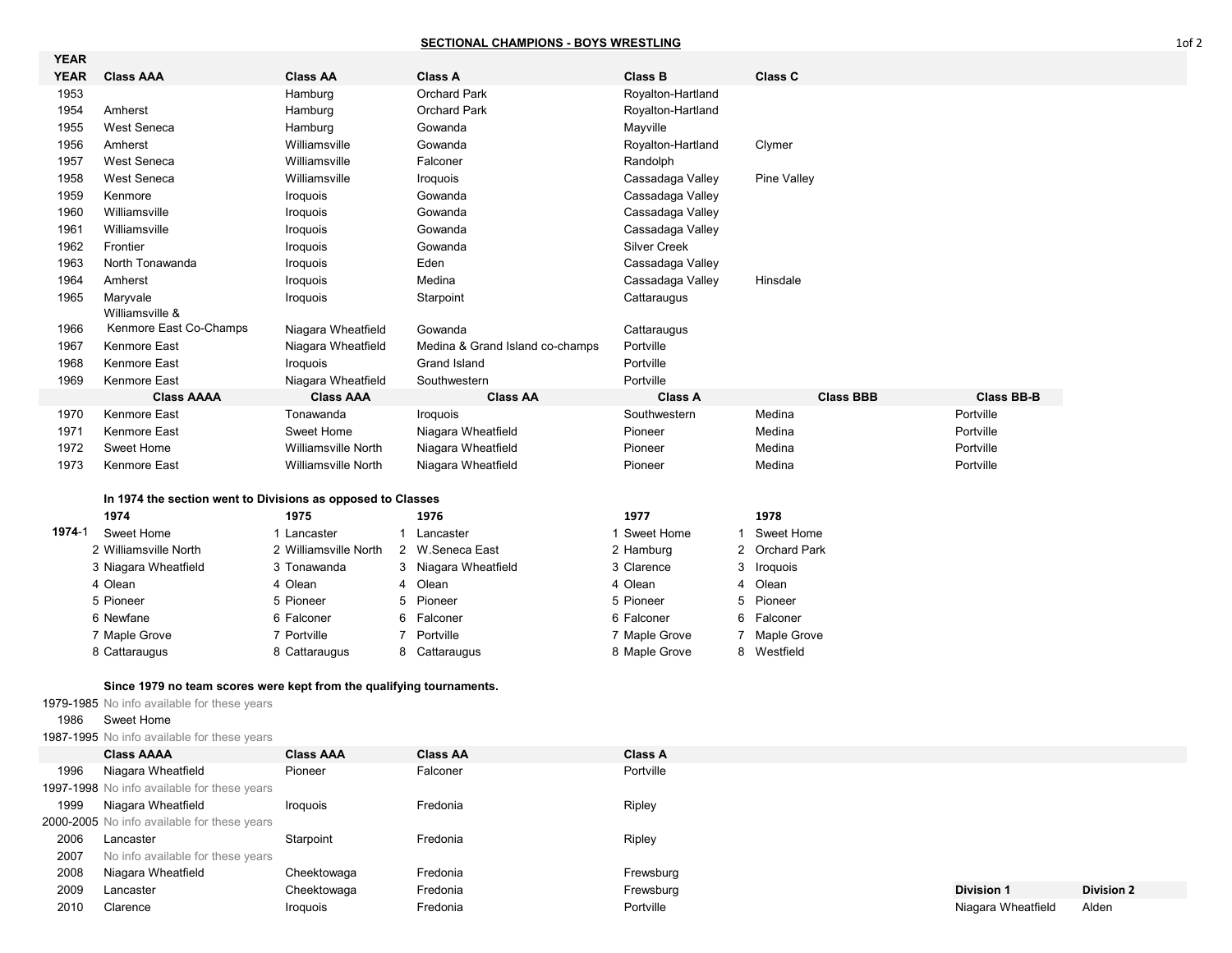## SECTIONAL CHAMPIONS - BOYS WRESTLING

| YEAR | Class AAA | Class AA | Class A | Class B | Class C |
|---|---|---|---|---|---|
| 1953 | | Hamburg | Orchard Park | Royalton-Hartland | |
| 1954 | Amherst | Hamburg | Orchard Park | Royalton-Hartland | |
| 1955 | West Seneca | Hamburg | Gowanda | Mayville | |
| 1956 | Amherst | Williamsville | Gowanda | Royalton-Hartland | Clymer |
| 1957 | West Seneca | Williamsville | Falconer | Randolph | |
| 1958 | West Seneca | Williamsville | Iroquois | Cassadaga Valley | Pine Valley |
| 1959 | Kenmore | Iroquois | Gowanda | Cassadaga Valley | |
| 1960 | Williamsville | Iroquois | Gowanda | Cassadaga Valley | |
| 1961 | Williamsville | Iroquois | Gowanda | Cassadaga Valley | |
| 1962 | Frontier | Iroquois | Gowanda | Silver Creek | |
| 1963 | North Tonawanda | Iroquois | Eden | Cassadaga Valley | |
| 1964 | Amherst | Iroquois | Medina | Cassadaga Valley | Hinsdale |
| 1965 | Maryvale | Iroquois | Starpoint | Cattaraugus | |
| 1966 | Williamsville & Kenmore East Co-Champs | Niagara Wheatfield | Gowanda | Cattaraugus | |
| 1967 | Kenmore East | Niagara Wheatfield | Medina & Grand Island co-champs | Portville | |
| 1968 | Kenmore East | Iroquois | Grand Island | Portville | |
| 1969 | Kenmore East | Niagara Wheatfield | Southwestern | Portville | |

| YEAR | Class AAAA | Class AAA | Class AA | Class A | Class BBB | Class BB-B |
|---|---|---|---|---|---|---|
| 1970 | Kenmore East | Tonawanda | Iroquois | Southwestern | Medina | Portville |
| 1971 | Kenmore East | Sweet Home | Niagara Wheatfield | Pioneer | Medina | Portville |
| 1972 | Sweet Home | Williamsville North | Niagara Wheatfield | Pioneer | Medina | Portville |
| 1973 | Kenmore East | Williamsville North | Niagara Wheatfield | Pioneer | Medina | Portville |

**In 1974 the section went to Divisions as opposed to Classes**

| Division | 1974 | 1975 | 1976 | 1977 | 1978 |
|---|---|---|---|---|---|
| 1 | Sweet Home | Lancaster | Lancaster | Sweet Home | Sweet Home |
| 2 | Williamsville North | Williamsville North | W.Seneca East | Hamburg | Orchard Park |
| 3 | Niagara Wheatfield | Tonawanda | Niagara Wheatfield | Clarence | Iroquois |
| 4 | Olean | Olean | Olean | Olean | Olean |
| 5 | Pioneer | Pioneer | Pioneer | Pioneer | Pioneer |
| 6 | Newfane | Falconer | Falconer | Falconer | Falconer |
| 7 | Maple Grove | Portville | Portville | Maple Grove | Maple Grove |
| 8 | Cattaraugus | Cattaraugus | Cattaraugus | Maple Grove | Westfield |

**Since 1979 no team scores were kept from the qualifying tournaments.**

| YEAR | Class AAAA | Class AAA | Class AA | Class A | Division 1 | Division 2 |
|---|---|---|---|---|---|---|
| 1979-1985 | No info available for these years | | | | | |
| 1986 | Sweet Home | | | | | |
| 1987-1995 | No info available for these years | | | | | |
| 1996 | Niagara Wheatfield | Pioneer | Falconer | Portville | | |
| 1997-1998 | No info available for these years | | | | | |
| 1999 | Niagara Wheatfield | Iroquois | Fredonia | Ripley | | |
| 2000-2005 | No info available for these years | | | | | |
| 2006 | Lancaster | Starpoint | Fredonia | Ripley | | |
| 2007 | No info available for these years | | | | | |
| 2008 | Niagara Wheatfield | Cheektowaga | Fredonia | Frewsburg | | |
| 2009 | Lancaster | Cheektowaga | Fredonia | Frewsburg | | |
| 2010 | Clarence | Iroquois | Fredonia | Portville | Niagara Wheatfield | Alden |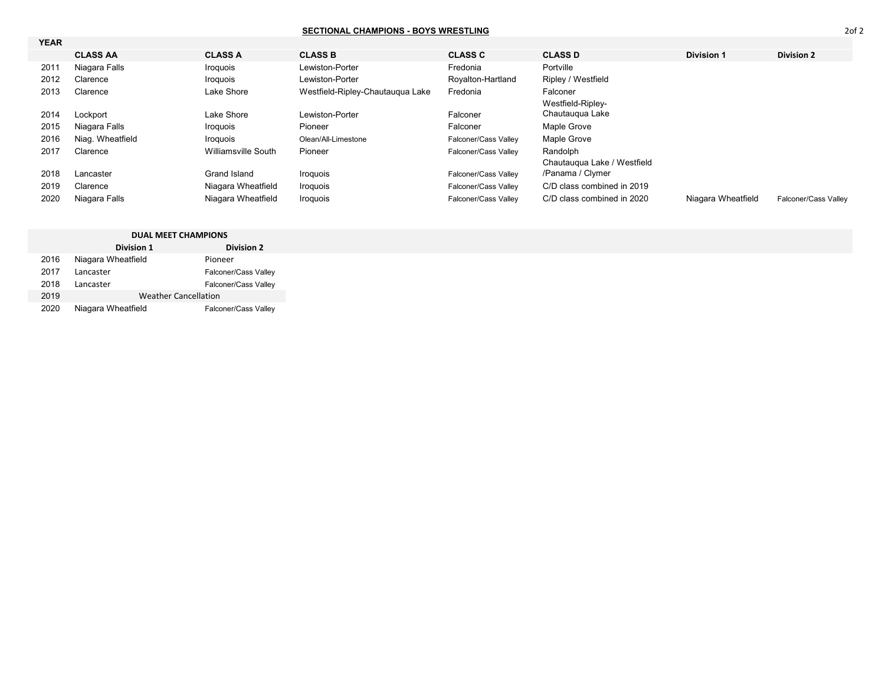## SECTIONAL CHAMPIONS - BOYS WRESTLING

| YEAR | CLASS AA | CLASS A | CLASS B | CLASS C | CLASS D | Division 1 | Division 2 |
|---|---|---|---|---|---|---|---|
| 2011 | Niagara Falls | Iroquois | Lewiston-Porter | Fredonia | Portville | | |
| 2012 | Clarence | Iroquois | Lewiston-Porter | Royalton-Hartland | Ripley / Westfield | | |
| 2013 | Clarence | Lake Shore | Westfield-Ripley-Chautauqua Lake | Fredonia | Falconer | | |
| 2014 | Lockport | Lake Shore | Lewiston-Porter | Falconer | Westfield-Ripley-Chautauqua Lake | | |
| 2015 | Niagara Falls | Iroquois | Pioneer | Falconer | Maple Grove | | |
| 2016 | Niag. Wheatfield | Iroquois | Olean/All-Limestone | Falconer/Cass Valley | Maple Grove | | |
| 2017 | Clarence | Williamsville South | Pioneer | Falconer/Cass Valley | Randolph | | |
| 2018 | Lancaster | Grand Island | Iroquois | Falconer/Cass Valley | Chautauqua Lake / Westfield /Panama / Clymer | | |
| 2019 | Clarence | Niagara Wheatfield | Iroquois | Falconer/Cass Valley | C/D class combined in 2019 | | |
| 2020 | Niagara Falls | Niagara Wheatfield | Iroquois | Falconer/Cass Valley | C/D class combined in 2020 | Niagara Wheatfield | Falconer/Cass Valley |

## DUAL MEET CHAMPIONS

| | Division 1 | Division 2 |
|---|---|---|
| 2016 | Niagara Wheatfield | Pioneer |
| 2017 | Lancaster | Falconer/Cass Valley |
| 2018 | Lancaster | Falconer/Cass Valley |
| 2019 | Weather Cancellation | |
| 2020 | Niagara Wheatfield | Falconer/Cass Valley |